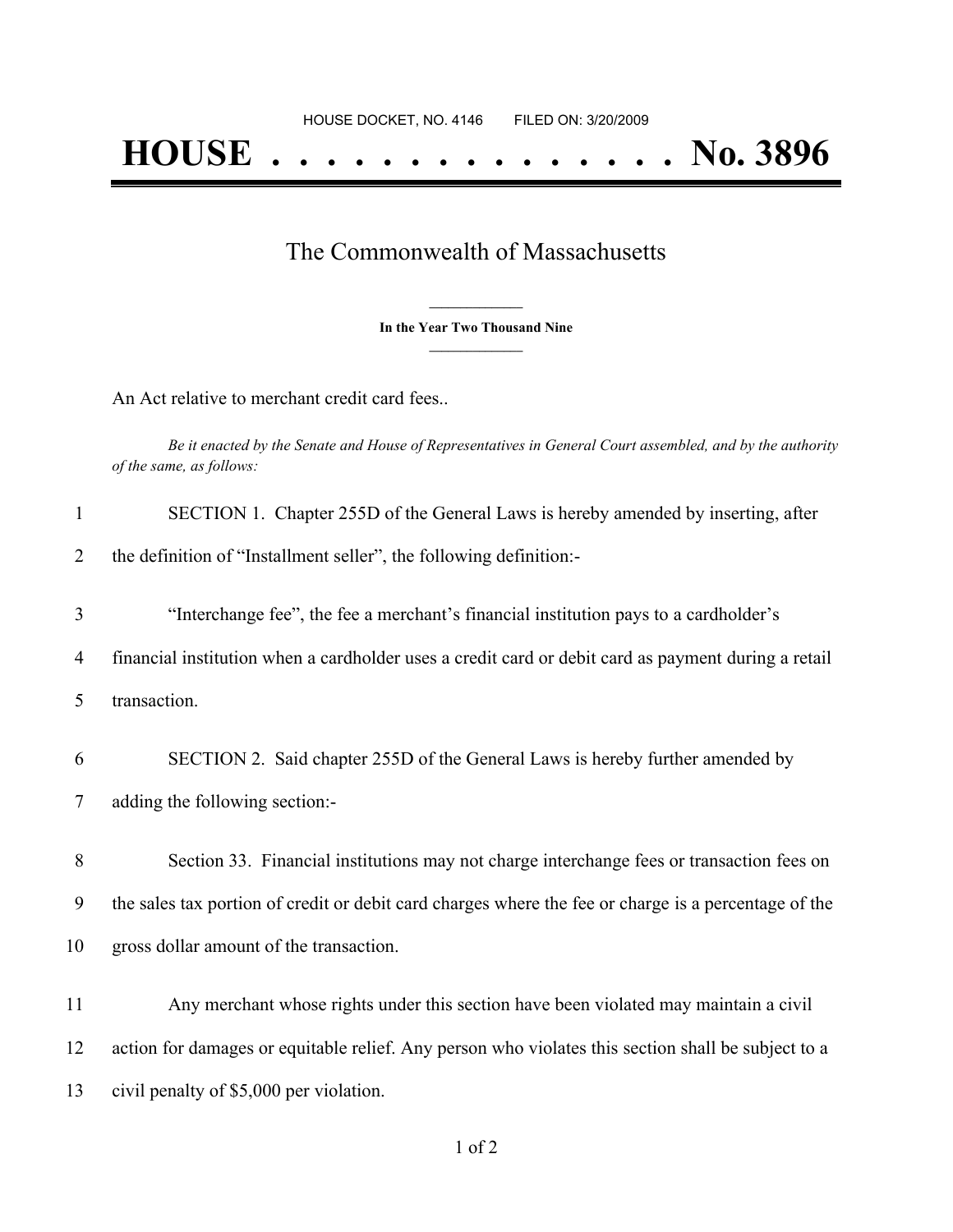HOUSE DOCKET, NO. 4146        FILED ON: 3/20/2009

# HOUSE . . . . . . . . . . . . . . . No. 3896

## The Commonwealth of Massachusetts

**In the Year Two Thousand Nine**

An Act relative to merchant credit card fees..

*Be it enacted by the Senate and House of Representatives in General Court assembled, and by the authority of the same, as follows:*

1 SECTION 1. Chapter 255D of the General Laws is hereby amended by inserting, after
2 the definition of "Installment seller", the following definition:-

3 "Interchange fee", the fee a merchant's financial institution pays to a cardholder's
4 financial institution when a cardholder uses a credit card or debit card as payment during a retail
5 transaction.

6 SECTION 2. Said chapter 255D of the General Laws is hereby further amended by
7 adding the following section:-

8 Section 33. Financial institutions may not charge interchange fees or transaction fees on
9 the sales tax portion of credit or debit card charges where the fee or charge is a percentage of the
10 gross dollar amount of the transaction.

11 Any merchant whose rights under this section have been violated may maintain a civil
12 action for damages or equitable relief. Any person who violates this section shall be subject to a
13 civil penalty of $5,000 per violation.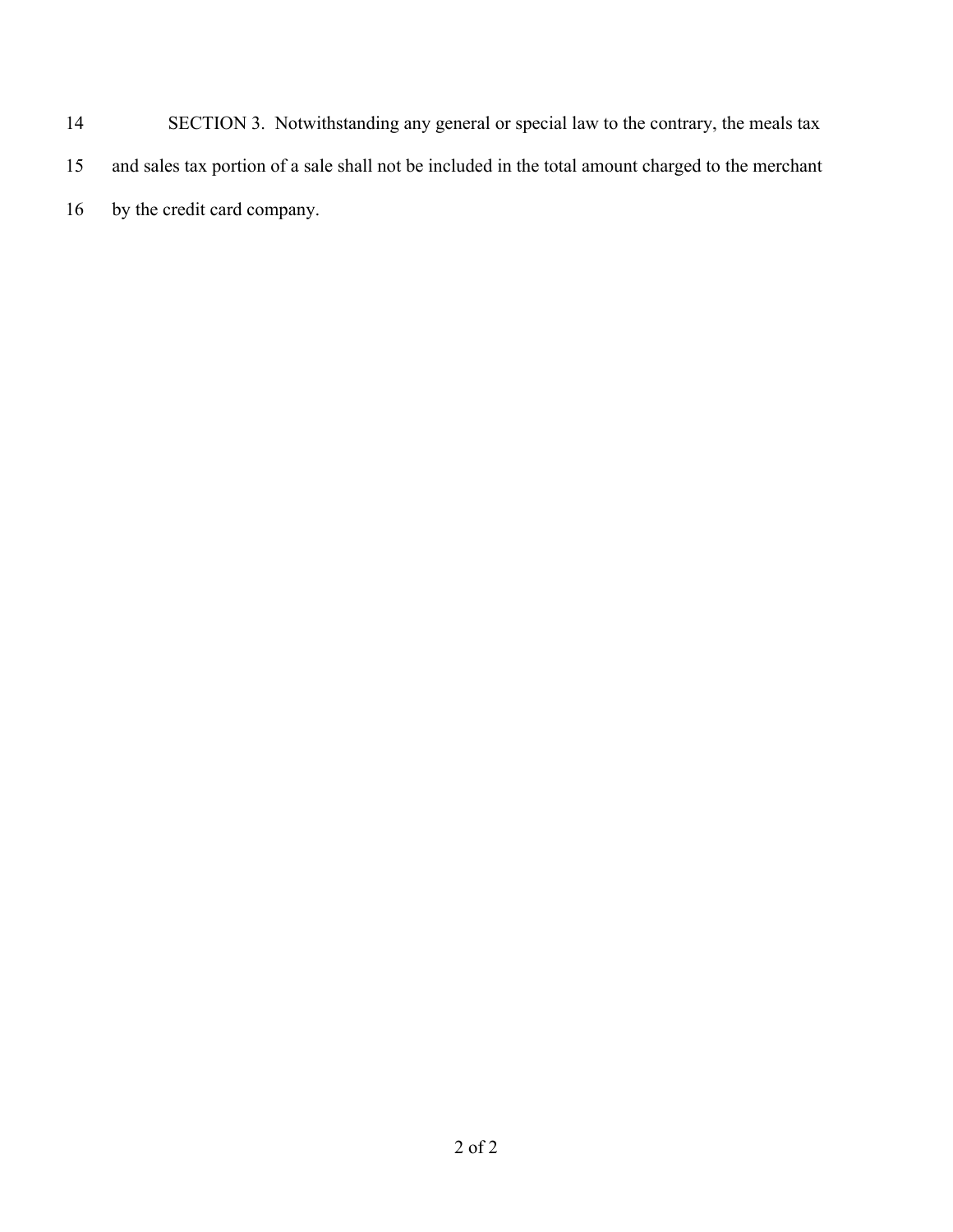SECTION 3. Notwithstanding any general or special law to the contrary, the meals tax and sales tax portion of a sale shall not be included in the total amount charged to the merchant by the credit card company.